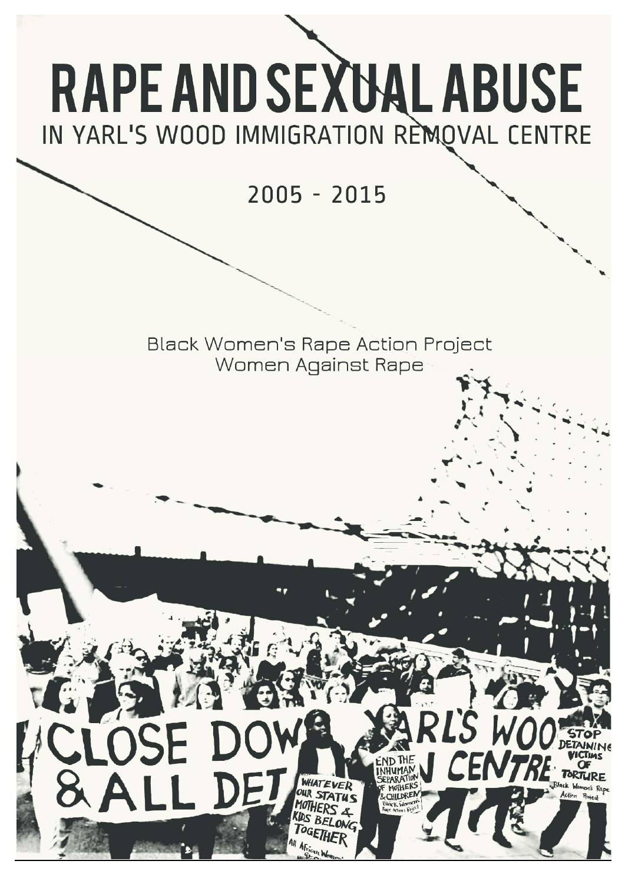# RAPE AND SEXUAL ABUSE

## IN YARL'S WOOD IMMIGRATION REMOVAL CENTRE

2005 - 2015

Black Women's Rape Action Project
Women Against Rape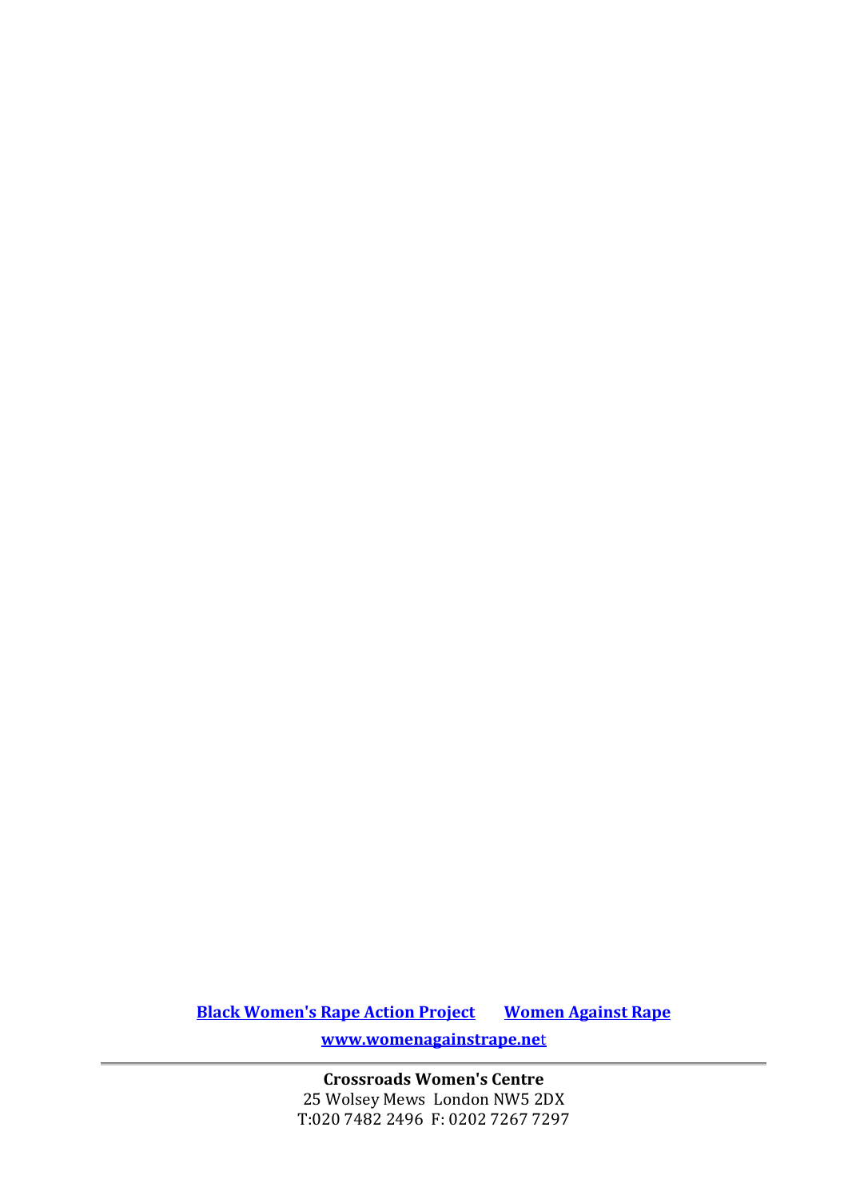[Black Women's Rape Action Project](#) [Women Against Rape](#)

[www.womenagainstrape.net](http://www.womenagainstrape.net)

---

**Crossroads Women's Centre**
25 Wolsey Mews London NW5 2DX
T:020 7482 2496 F: 0202 7267 7297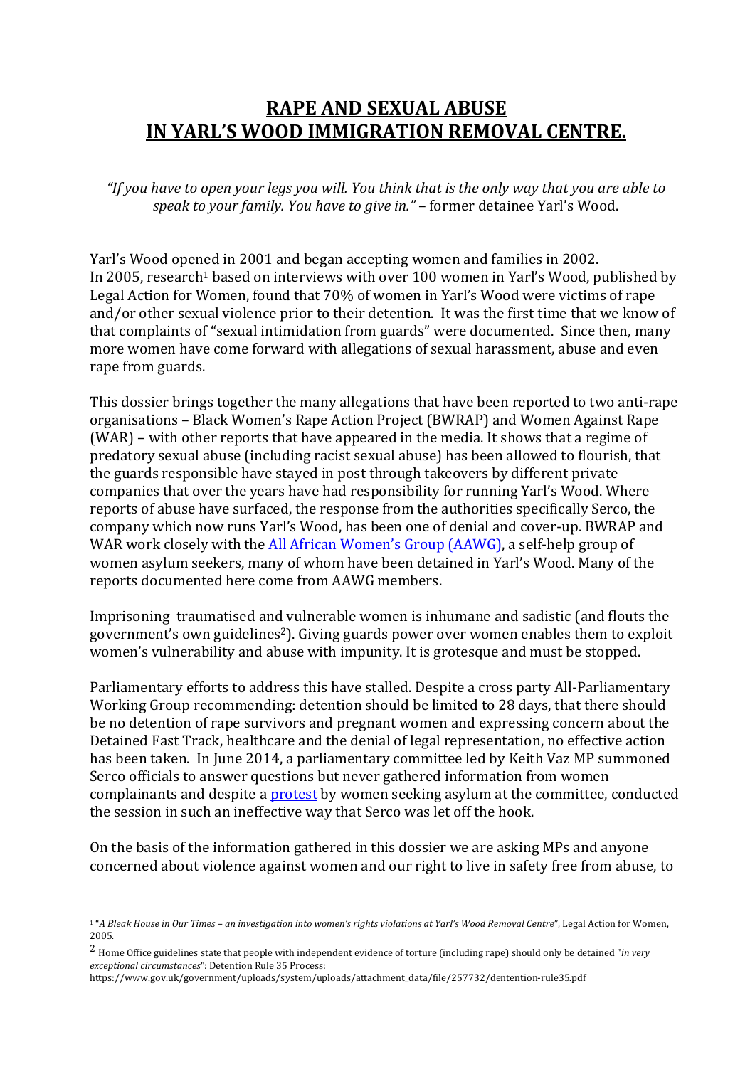# **RAPE AND SEXUAL ABUSE IN YARL'S WOOD IMMIGRATION REMOVAL CENTRE.**

*"If you have to open your legs you will. You think that is the only way that you are able to speak to your family. You have to give in."* – former detainee Yarl's Wood.

Yarl's Wood opened in 2001 and began accepting women and families in 2002. In 2005, research[1] based on interviews with over 100 women in Yarl's Wood, published by Legal Action for Women, found that 70% of women in Yarl's Wood were victims of rape and/or other sexual violence prior to their detention. It was the first time that we know of that complaints of "sexual intimidation from guards" were documented. Since then, many more women have come forward with allegations of sexual harassment, abuse and even rape from guards.

This dossier brings together the many allegations that have been reported to two anti-rape organisations – Black Women's Rape Action Project (BWRAP) and Women Against Rape (WAR) – with other reports that have appeared in the media. It shows that a regime of predatory sexual abuse (including racist sexual abuse) has been allowed to flourish, that the guards responsible have stayed in post through takeovers by different private companies that over the years have had responsibility for running Yarl's Wood. Where reports of abuse have surfaced, the response from the authorities specifically Serco, the company which now runs Yarl's Wood, has been one of denial and cover-up. BWRAP and WAR work closely with the All African Women's Group (AAWG), a self-help group of women asylum seekers, many of whom have been detained in Yarl's Wood. Many of the reports documented here come from AAWG members.

Imprisoning traumatised and vulnerable women is inhumane and sadistic (and flouts the government's own guidelines[2]). Giving guards power over women enables them to exploit women's vulnerability and abuse with impunity. It is grotesque and must be stopped.

Parliamentary efforts to address this have stalled. Despite a cross party All-Parliamentary Working Group recommending: detention should be limited to 28 days, that there should be no detention of rape survivors and pregnant women and expressing concern about the Detained Fast Track, healthcare and the denial of legal representation, no effective action has been taken. In June 2014, a parliamentary committee led by Keith Vaz MP summoned Serco officials to answer questions but never gathered information from women complainants and despite a protest by women seeking asylum at the committee, conducted the session in such an ineffective way that Serco was let off the hook.

On the basis of the information gathered in this dossier we are asking MPs and anyone concerned about violence against women and our right to live in safety free from abuse, to

---

[1] "*A Bleak House in Our Times – an investigation into women's rights violations at Yarl's Wood Removal Centre*", Legal Action for Women, 2005.

[2] Home Office guidelines state that people with independent evidence of torture (including rape) should only be detained "*in very exceptional circumstances*": Detention Rule 35 Process: https://www.gov.uk/government/uploads/system/uploads/attachment_data/file/257732/dentention-rule35.pdf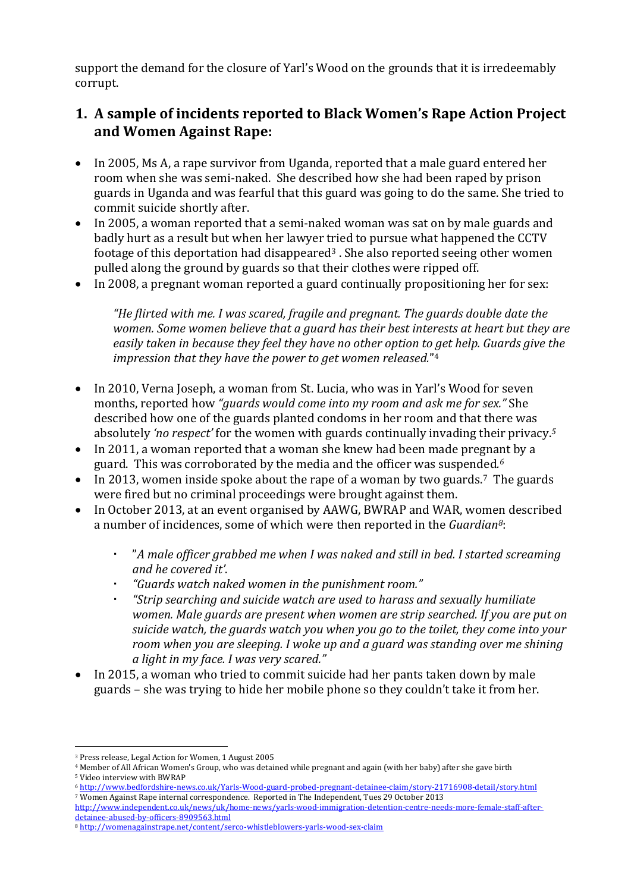support the demand for the closure of Yarl's Wood on the grounds that it is irredeemably corrupt.

## 1. A sample of incidents reported to Black Women's Rape Action Project and Women Against Rape:

- In 2005, Ms A, a rape survivor from Uganda, reported that a male guard entered her room when she was semi-naked. She described how she had been raped by prison guards in Uganda and was fearful that this guard was going to do the same. She tried to commit suicide shortly after.
- In 2005, a woman reported that a semi-naked woman was sat on by male guards and badly hurt as a result but when her lawyer tried to pursue what happened the CCTV footage of this deportation had disappeared[3]. She also reported seeing other women pulled along the ground by guards so that their clothes were ripped off.
- In 2008, a pregnant woman reported a guard continually propositioning her for sex:

  > *"He flirted with me. I was scared, fragile and pregnant. The guards double date the women. Some women believe that a guard has their best interests at heart but they are easily taken in because they feel they have no other option to get help. Guards give the impression that they have the power to get women released."*[4]

- In 2010, Verna Joseph, a woman from St. Lucia, who was in Yarl's Wood for seven months, reported how *"guards would come into my room and ask me for sex."* She described how one of the guards planted condoms in her room and that there was absolutely *'no respect'* for the women with guards continually invading their privacy.[5]
- In 2011, a woman reported that a woman she knew had been made pregnant by a guard. This was corroborated by the media and the officer was suspended.[6]
- In 2013, women inside spoke about the rape of a woman by two guards.[7] The guards were fired but no criminal proceedings were brought against them.
- In October 2013, at an event organised by AAWG, BWRAP and WAR, women described a number of incidences, some of which were then reported in the *Guardian*[8]:
  - *"A male officer grabbed me when I was naked and still in bed. I started screaming and he covered it'.*
  - *"Guards watch naked women in the punishment room."*
  - *"Strip searching and suicide watch are used to harass and sexually humiliate women. Male guards are present when women are strip searched. If you are put on suicide watch, the guards watch you when you go to the toilet, they come into your room when you are sleeping. I woke up and a guard was standing over me shining a light in my face. I was very scared."*
- In 2015, a woman who tried to commit suicide had her pants taken down by male guards – she was trying to hide her mobile phone so they couldn't take it from her.

---

[3] Press release, Legal Action for Women, 1 August 2005

[4] Member of All African Women's Group, who was detained while pregnant and again (with her baby) after she gave birth

[5] Video interview with BWRAP

[6] http://www.bedfordshire-news.co.uk/Yarls-Wood-guard-probed-pregnant-detainee-claim/story-21716908-detail/story.html

[7] Women Against Rape internal correspondence. Reported in The Independent, Tues 29 October 2013 http://www.independent.co.uk/news/uk/home-news/yarls-wood-immigration-detention-centre-needs-more-female-staff-after-detainee-abused-by-officers-8909563.html

[8] http://womenagainstrape.net/content/serco-whistleblowers-yarls-wood-sex-claim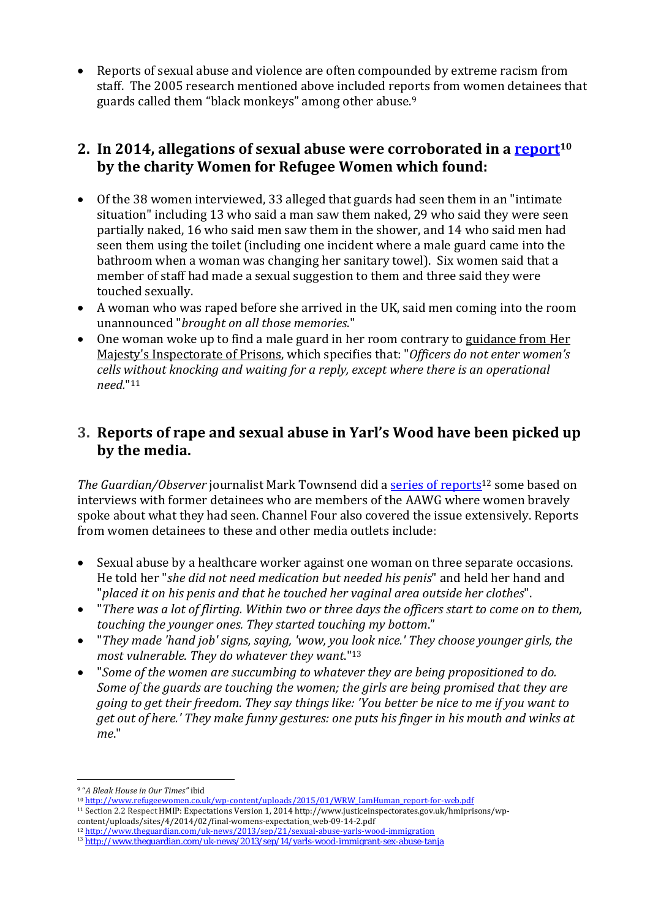- Reports of sexual abuse and violence are often compounded by extreme racism from staff. The 2005 research mentioned above included reports from women detainees that guards called them "black monkeys" among other abuse.[9]

## 2. In 2014, allegations of sexual abuse were corroborated in a [report](http://www.refugeewomen.co.uk/wp-content/uploads/2015/01/WRW_IamHuman_report-for-web.pdf)[10] by the charity Women for Refugee Women which found:

- Of the 38 women interviewed, 33 alleged that guards had seen them in an "intimate situation" including 13 who said a man saw them naked, 29 who said they were seen partially naked, 16 who said men saw them in the shower, and 14 who said men had seen them using the toilet (including one incident where a male guard came into the bathroom when a woman was changing her sanitary towel). Six women said that a member of staff had made a sexual suggestion to them and three said they were touched sexually.
- A woman who was raped before she arrived in the UK, said men coming into the room unannounced "*brought on all those memories.*"
- One woman woke up to find a male guard in her room contrary to guidance from Her Majesty's Inspectorate of Prisons, which specifies that: "*Officers do not enter women's cells without knocking and waiting for a reply, except where there is an operational need.*"[11]

## 3. Reports of rape and sexual abuse in Yarl's Wood have been picked up by the media.

*The Guardian/Observer* journalist Mark Townsend did a [series of reports](http://www.theguardian.com/uk-news/2013/sep/21/sexual-abuse-yarls-wood-immigration)[12] some based on interviews with former detainees who are members of the AAWG where women bravely spoke about what they had seen. Channel Four also covered the issue extensively. Reports from women detainees to these and other media outlets include:

- Sexual abuse by a healthcare worker against one woman on three separate occasions. He told her "*she did not need medication but needed his penis*" and held her hand and "*placed it on his penis and that he touched her vaginal area outside her clothes*".
- "*There was a lot of flirting. Within two or three days the officers start to come on to them, touching the younger ones. They started touching my bottom.*"
- "*They made 'hand job' signs, saying, 'wow, you look nice.' They choose younger girls, the most vulnerable. They do whatever they want.*"[13]
- "*Some of the women are succumbing to whatever they are being propositioned to do. Some of the guards are touching the women; the girls are being promised that they are going to get their freedom. They say things like: 'You better be nice to me if you want to get out of here.' They make funny gestures: one puts his finger in his mouth and winks at me.*"

---

[9] "*A Bleak House in Our Times*" ibid

[10] http://www.refugeewomen.co.uk/wp-content/uploads/2015/01/WRW_IamHuman_report-for-web.pdf

[11] Section 2.2 Respect HMIP: Expectations Version 1, 2014 http://www.justiceinspectorates.gov.uk/hmiprisons/wp-content/uploads/sites/4/2014/02/final-womens-expectation_web-09-14-2.pdf

[12] http://www.theguardian.com/uk-news/2013/sep/21/sexual-abuse-yarls-wood-immigration

[13] http://www.theguardian.com/uk-news/2013/sep/14/yarls-wood-immigrant-sex-abuse-tanja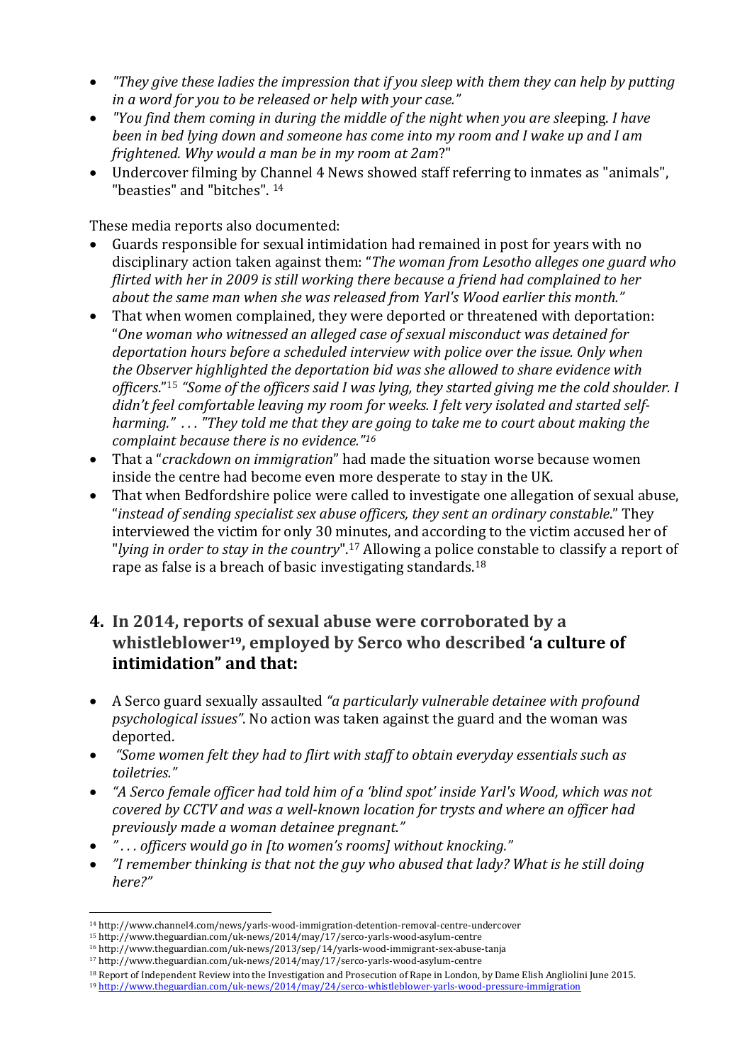- *"They give these ladies the impression that if you sleep with them they can help by putting in a word for you to be released or help with your case."*
- *"You find them coming in during the middle of the night when you are slee*ping. *I have been in bed lying down and someone has come into my room and I wake up and I am frightened. Why would a man be in my room at 2am*?"
- Undercover filming by Channel 4 News showed staff referring to inmates as "animals", "beasties" and "bitches". [14]

These media reports also documented:

- Guards responsible for sexual intimidation had remained in post for years with no disciplinary action taken against them: "*The woman from Lesotho alleges one guard who flirted with her in 2009 is still working there because a friend had complained to her about the same man when she was released from Yarl's Wood earlier this month."*
- That when women complained, they were deported or threatened with deportation: "*One woman who witnessed an alleged case of sexual misconduct was detained for deportation hours before a scheduled interview with police over the issue. Only when the Observer highlighted the deportation bid was she allowed to share evidence with officers*."[15] *"Some of the officers said I was lying, they started giving me the cold shoulder. I didn't feel comfortable leaving my room for weeks. I felt very isolated and started self-harming." . . . "They told me that they are going to take me to court about making the complaint because there is no evidence."[16]*
- That a "*crackdown on immigration*" had made the situation worse because women inside the centre had become even more desperate to stay in the UK.
- That when Bedfordshire police were called to investigate one allegation of sexual abuse, "*instead of sending specialist sex abuse officers, they sent an ordinary constable*." They interviewed the victim for only 30 minutes, and according to the victim accused her of "*lying in order to stay in the country*".[17] Allowing a police constable to classify a report of rape as false is a breach of basic investigating standards.[18]

## 4. In 2014, reports of sexual abuse were corroborated by a whistleblower[19], employed by Serco who described 'a culture of intimidation" and that:

- A Serco guard sexually assaulted *"a particularly vulnerable detainee with profound psychological issues"*. No action was taken against the guard and the woman was deported.
- *"Some women felt they had to flirt with staff to obtain everyday essentials such as toiletries."*
- *"A Serco female officer had told him of a 'blind spot' inside Yarl's Wood, which was not covered by CCTV and was a well-known location for trysts and where an officer had previously made a woman detainee pregnant."*
- *" . . . officers would go in [to women's rooms] without knocking."*
- *"I remember thinking is that not the guy who abused that lady? What is he still doing here?"*

---

[14] http://www.channel4.com/news/yarls-wood-immigration-detention-removal-centre-undercover
[15] http://www.theguardian.com/uk-news/2014/may/17/serco-yarls-wood-asylum-centre
[16] http://www.theguardian.com/uk-news/2013/sep/14/yarls-wood-immigrant-sex-abuse-tanja
[17] http://www.theguardian.com/uk-news/2014/may/17/serco-yarls-wood-asylum-centre
[18] Report of Independent Review into the Investigation and Prosecution of Rape in London, by Dame Elish Angliolini June 2015.
[19] http://www.theguardian.com/uk-news/2014/may/24/serco-whistleblower-yarls-wood-pressure-immigration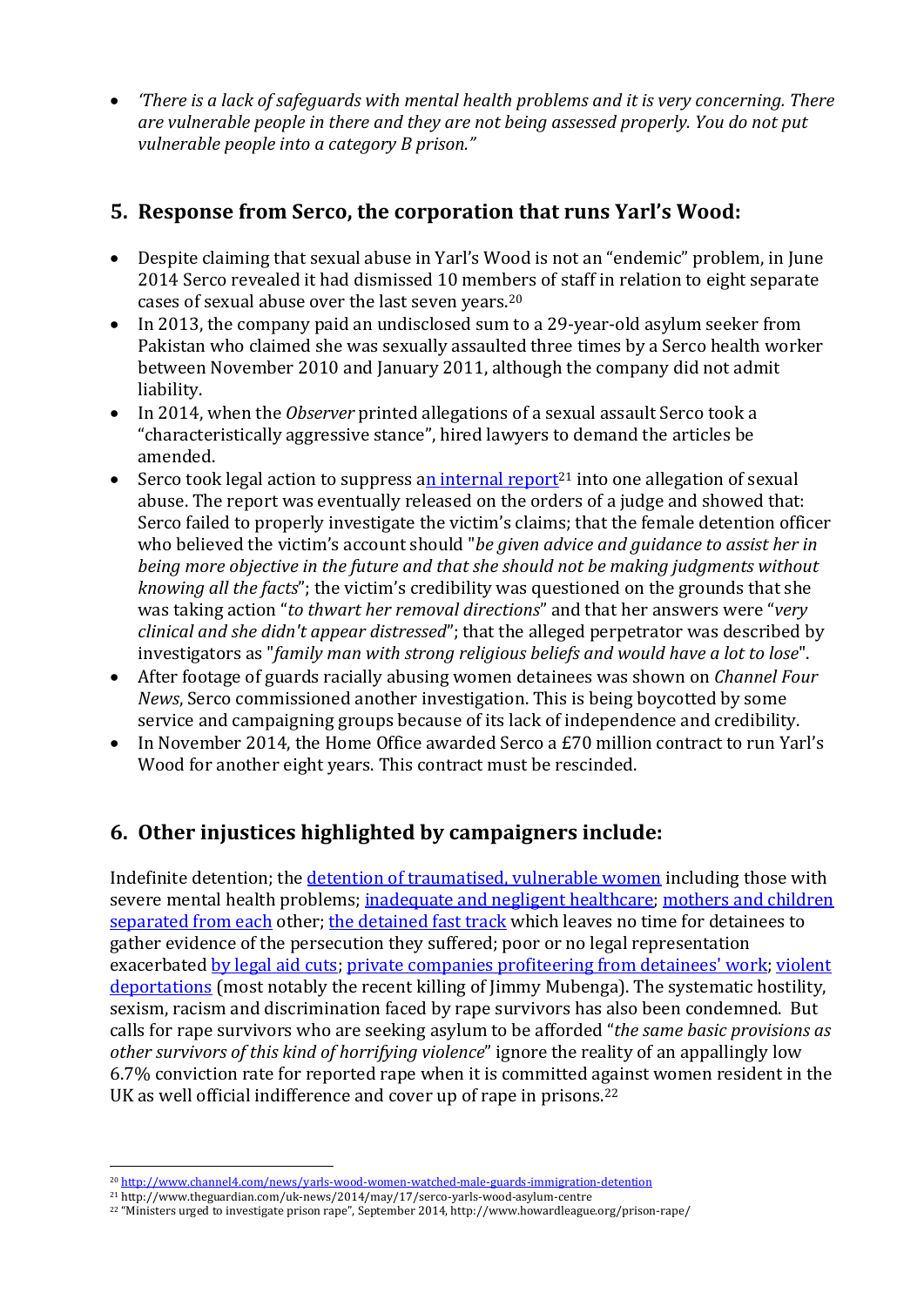- *'There is a lack of safeguards with mental health problems and it is very concerning. There are vulnerable people in there and they are not being assessed properly. You do not put vulnerable people into a category B prison."*

## 5. Response from Serco, the corporation that runs Yarl's Wood:

- Despite claiming that sexual abuse in Yarl's Wood is not an "endemic" problem, in June 2014 Serco revealed it had dismissed 10 members of staff in relation to eight separate cases of sexual abuse over the last seven years.[20]
- In 2013, the company paid an undisclosed sum to a 29-year-old asylum seeker from Pakistan who claimed she was sexually assaulted three times by a Serco health worker between November 2010 and January 2011, although the company did not admit liability.
- In 2014, when the *Observer* printed allegations of a sexual assault Serco took a "characteristically aggressive stance", hired lawyers to demand the articles be amended.
- Serco took legal action to suppress an internal report[21] into one allegation of sexual abuse. The report was eventually released on the orders of a judge and showed that: Serco failed to properly investigate the victim's claims; that the female detention officer who believed the victim's account should "*be given advice and guidance to assist her in being more objective in the future and that she should not be making judgments without knowing all the facts*"; the victim's credibility was questioned on the grounds that she was taking action "*to thwart her removal directions*" and that her answers were "*very clinical and she didn't appear distressed*"; that the alleged perpetrator was described by investigators as "*family man with strong religious beliefs and would have a lot to lose*".
- After footage of guards racially abusing women detainees was shown on *Channel Four News*, Serco commissioned another investigation. This is being boycotted by some service and campaigning groups because of its lack of independence and credibility.
- In November 2014, the Home Office awarded Serco a £70 million contract to run Yarl's Wood for another eight years. This contract must be rescinded.

## 6. Other injustices highlighted by campaigners include:

Indefinite detention; the detention of traumatised, vulnerable women including those with severe mental health problems; inadequate and negligent healthcare; mothers and children separated from each other; the detained fast track which leaves no time for detainees to gather evidence of the persecution they suffered; poor or no legal representation exacerbated by legal aid cuts; private companies profiteering from detainees' work; violent deportations (most notably the recent killing of Jimmy Mubenga). The systematic hostility, sexism, racism and discrimination faced by rape survivors has also been condemned. But calls for rape survivors who are seeking asylum to be afforded "*the same basic provisions as other survivors of this kind of horrifying violence*" ignore the reality of an appallingly low 6.7% conviction rate for reported rape when it is committed against women resident in the UK as well official indifference and cover up of rape in prisons.[22]

---

[20] http://www.channel4.com/news/yarls-wood-women-watched-male-guards-immigration-detention

[21] http://www.theguardian.com/uk-news/2014/may/17/serco-yarls-wood-asylum-centre

[22] "Ministers urged to investigate prison rape", September 2014, http://www.howardleague.org/prison-rape/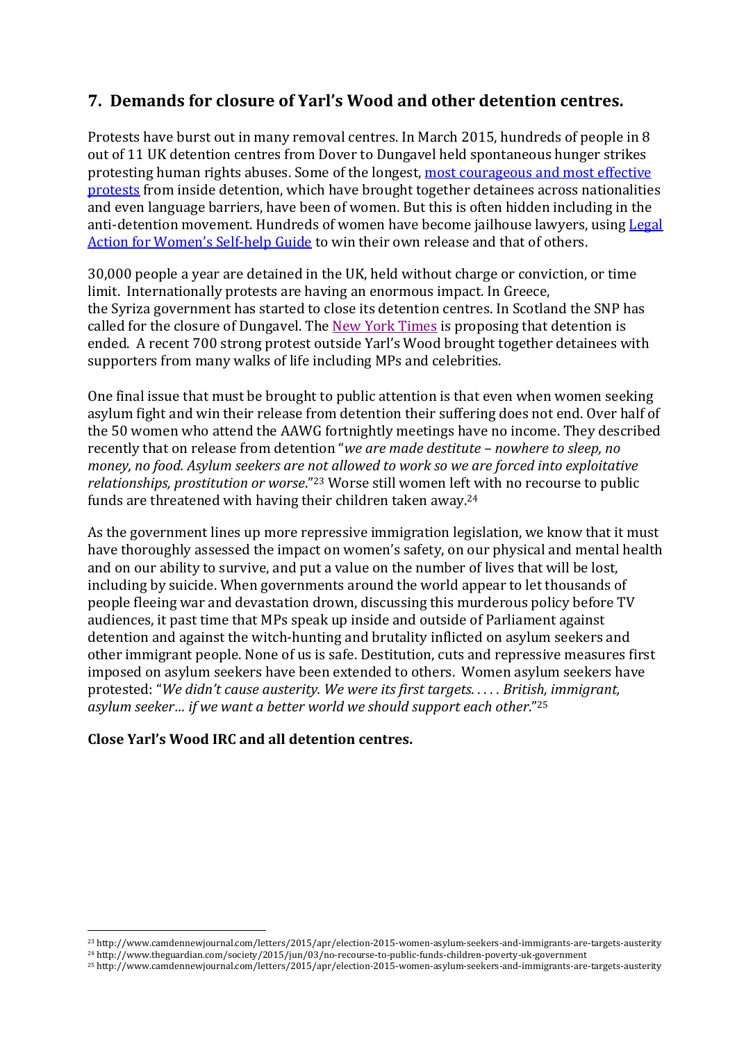## 7. Demands for closure of Yarl's Wood and other detention centres.

Protests have burst out in many removal centres. In March 2015, hundreds of people in 8 out of 11 UK detention centres from Dover to Dungavel held spontaneous hunger strikes protesting human rights abuses. Some of the longest, most courageous and most effective protests from inside detention, which have brought together detainees across nationalities and even language barriers, have been of women. But this is often hidden including in the anti-detention movement. Hundreds of women have become jailhouse lawyers, using Legal Action for Women's Self-help Guide to win their own release and that of others.

30,000 people a year are detained in the UK, held without charge or conviction, or time limit. Internationally protests are having an enormous impact. In Greece, the Syriza government has started to close its detention centres. In Scotland the SNP has called for the closure of Dungavel. The New York Times is proposing that detention is ended. A recent 700 strong protest outside Yarl's Wood brought together detainees with supporters from many walks of life including MPs and celebrities.

One final issue that must be brought to public attention is that even when women seeking asylum fight and win their release from detention their suffering does not end. Over half of the 50 women who attend the AAWG fortnightly meetings have no income. They described recently that on release from detention "*we are made destitute – nowhere to sleep, no money, no food. Asylum seekers are not allowed to work so we are forced into exploitative relationships, prostitution or worse*."[23] Worse still women left with no recourse to public funds are threatened with having their children taken away.[24]

As the government lines up more repressive immigration legislation, we know that it must have thoroughly assessed the impact on women's safety, on our physical and mental health and on our ability to survive, and put a value on the number of lives that will be lost, including by suicide. When governments around the world appear to let thousands of people fleeing war and devastation drown, discussing this murderous policy before TV audiences, it past time that MPs speak up inside and outside of Parliament against detention and against the witch-hunting and brutality inflicted on asylum seekers and other immigrant people. None of us is safe. Destitution, cuts and repressive measures first imposed on asylum seekers have been extended to others. Women asylum seekers have protested: "*We didn't cause austerity. We were its first targets. . . . . British, immigrant, asylum seeker… if we want a better world we should support each other*."[25]

**Close Yarl's Wood IRC and all detention centres.**

---

[23] http://www.camdennewjournal.com/letters/2015/apr/election-2015-women-asylum-seekers-and-immigrants-are-targets-austerity
[24] http://www.theguardian.com/society/2015/jun/03/no-recourse-to-public-funds-children-poverty-uk-government
[25] http://www.camdennewjournal.com/letters/2015/apr/election-2015-women-asylum-seekers-and-immigrants-are-targets-austerity